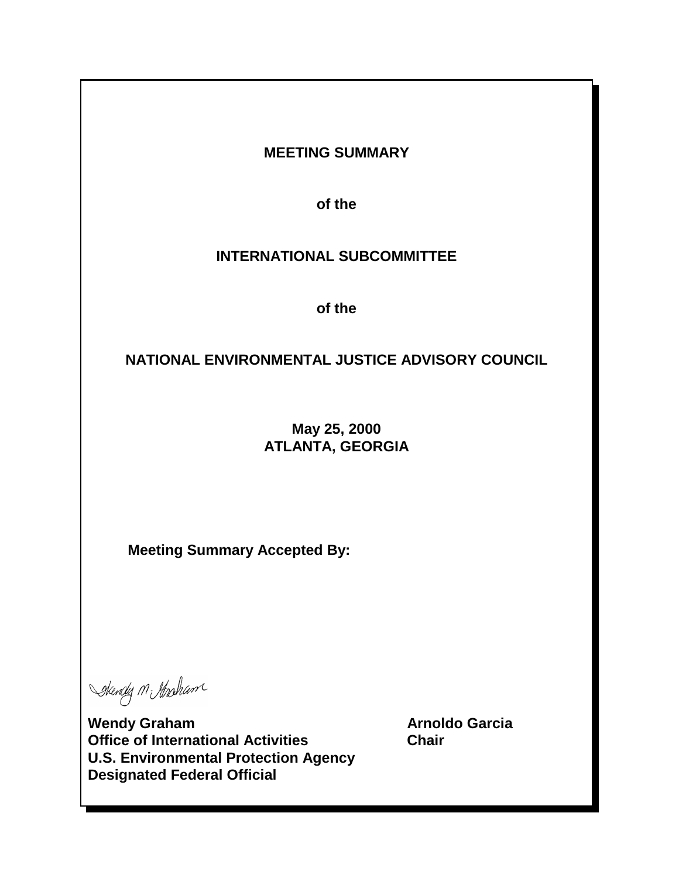# MEETING SUMMARY

**of the**

# INTERNATIONAL SUBCOMMITTEE

**of the**

# NATIONAL ENVIRONMENTAL JUSTICE ADVISORY COUNCIL

**May 25, 2000**
**ATLANTA, GEORGIA**

**Meeting Summary Accepted By:**

Wendy M. Graham

**Wendy Graham**
**Office of International Activities**
**U.S. Environmental Protection Agency**
**Designated Federal Official**

**Arnoldo Garcia**
**Chair**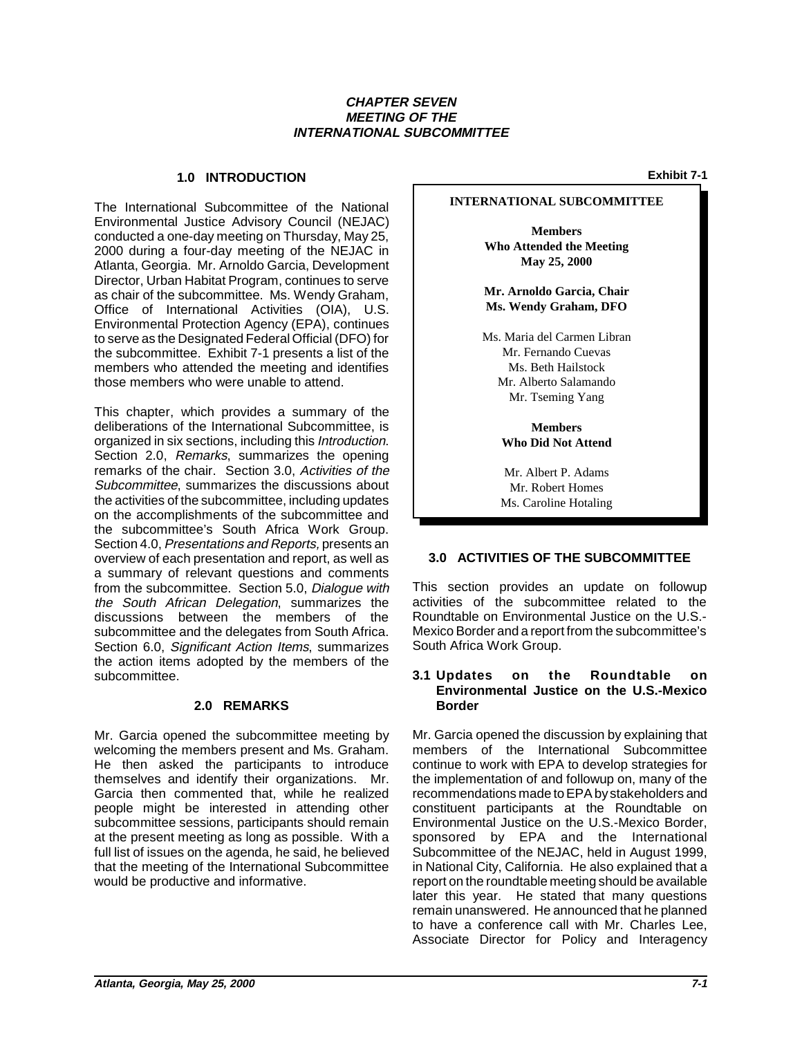***CHAPTER SEVEN***
***MEETING OF THE***
***INTERNATIONAL SUBCOMMITTEE***

## 1.0 INTRODUCTION

The International Subcommittee of the National Environmental Justice Advisory Council (NEJAC) conducted a one-day meeting on Thursday, May 25, 2000 during a four-day meeting of the NEJAC in Atlanta, Georgia. Mr. Arnoldo Garcia, Development Director, Urban Habitat Program, continues to serve as chair of the subcommittee. Ms. Wendy Graham, Office of International Activities (OIA), U.S. Environmental Protection Agency (EPA), continues to serve as the Designated Federal Official (DFO) for the subcommittee. Exhibit 7-1 presents a list of the members who attended the meeting and identifies those members who were unable to attend.

This chapter, which provides a summary of the deliberations of the International Subcommittee, is organized in six sections, including this *Introduction.* Section 2.0, *Remarks*, summarizes the opening remarks of the chair. Section 3.0, *Activities of the Subcommittee*, summarizes the discussions about the activities of the subcommittee, including updates on the accomplishments of the subcommittee and the subcommittee's South Africa Work Group. Section 4.0, *Presentations and Reports,* presents an overview of each presentation and report, as well as a summary of relevant questions and comments from the subcommittee. Section 5.0, *Dialogue with the South African Delegation*, summarizes the discussions between the members of the subcommittee and the delegates from South Africa. Section 6.0, *Significant Action Items*, summarizes the action items adopted by the members of the subcommittee.

**Exhibit 7-1**

**INTERNATIONAL SUBCOMMITTEE**

**Members**
**Who Attended the Meeting**
**May 25, 2000**

**Mr. Arnoldo Garcia, Chair**
**Ms. Wendy Graham, DFO**

Ms. Maria del Carmen Libran
Mr. Fernando Cuevas
Ms. Beth Hailstock
Mr. Alberto Salamando
Mr. Tseming Yang

**Members**
**Who Did Not Attend**

Mr. Albert P. Adams
Mr. Robert Homes
Ms. Caroline Hotaling

## 2.0 REMARKS

Mr. Garcia opened the subcommittee meeting by welcoming the members present and Ms. Graham. He then asked the participants to introduce themselves and identify their organizations. Mr. Garcia then commented that, while he realized people might be interested in attending other subcommittee sessions, participants should remain at the present meeting as long as possible. With a full list of issues on the agenda, he said, he believed that the meeting of the International Subcommittee would be productive and informative.

## 3.0 ACTIVITIES OF THE SUBCOMMITTEE

This section provides an update on followup activities of the subcommittee related to the Roundtable on Environmental Justice on the U.S.-Mexico Border and a report from the subcommittee's South Africa Work Group.

### 3.1 Updates on the Roundtable on Environmental Justice on the U.S.-Mexico Border

Mr. Garcia opened the discussion by explaining that members of the International Subcommittee continue to work with EPA to develop strategies for the implementation of and followup on, many of the recommendations made to EPA by stakeholders and constituent participants at the Roundtable on Environmental Justice on the U.S.-Mexico Border, sponsored by EPA and the International Subcommittee of the NEJAC, held in August 1999, in National City, California. He also explained that a report on the roundtable meeting should be available later this year. He stated that many questions remain unanswered. He announced that he planned to have a conference call with Mr. Charles Lee, Associate Director for Policy and Interagency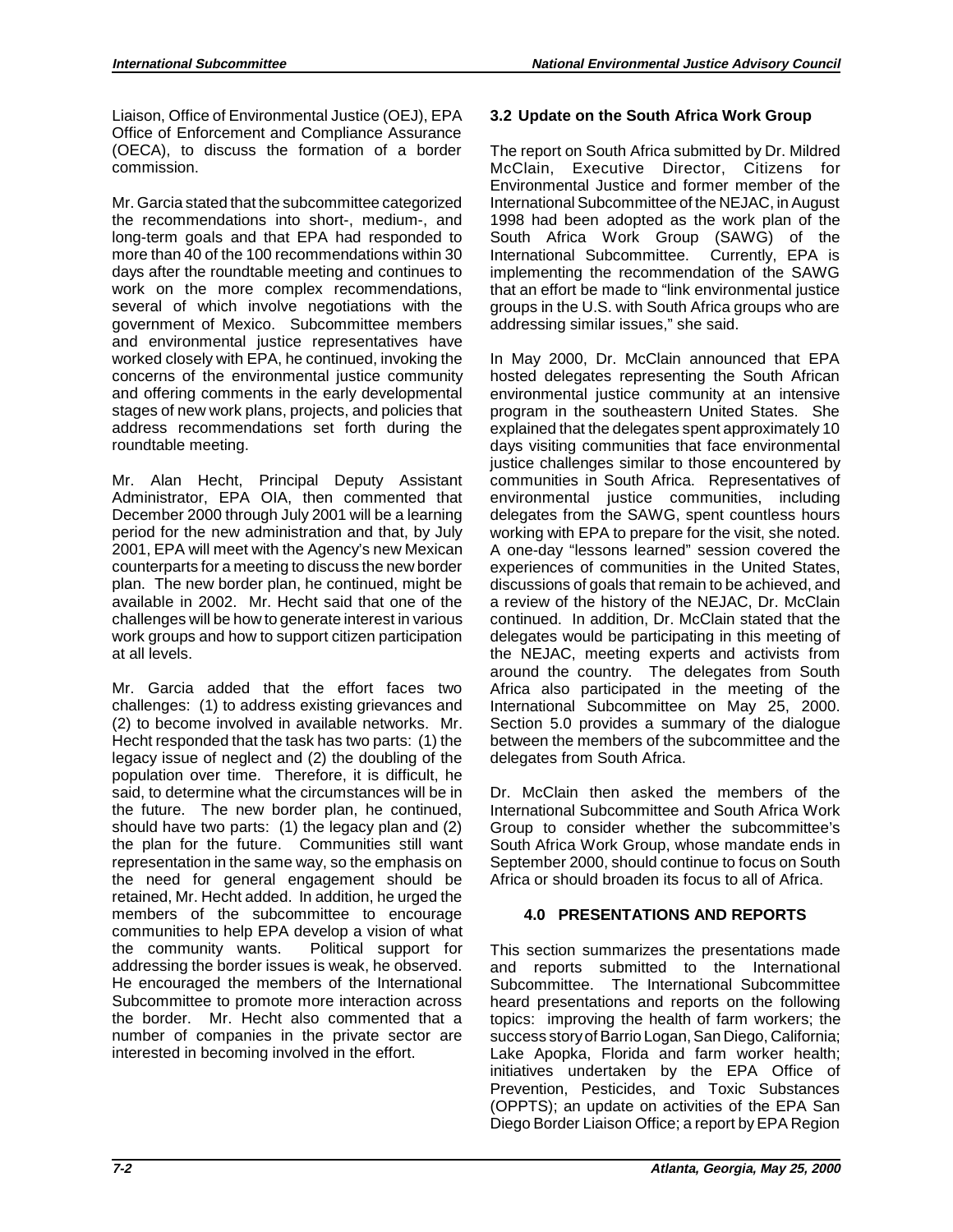Liaison, Office of Environmental Justice (OEJ), EPA Office of Enforcement and Compliance Assurance (OECA), to discuss the formation of a border commission.

Mr. Garcia stated that the subcommittee categorized the recommendations into short-, medium-, and long-term goals and that EPA had responded to more than 40 of the 100 recommendations within 30 days after the roundtable meeting and continues to work on the more complex recommendations, several of which involve negotiations with the government of Mexico. Subcommittee members and environmental justice representatives have worked closely with EPA, he continued, invoking the concerns of the environmental justice community and offering comments in the early developmental stages of new work plans, projects, and policies that address recommendations set forth during the roundtable meeting.

Mr. Alan Hecht, Principal Deputy Assistant Administrator, EPA OIA, then commented that December 2000 through July 2001 will be a learning period for the new administration and that, by July 2001, EPA will meet with the Agency's new Mexican counterparts for a meeting to discuss the new border plan. The new border plan, he continued, might be available in 2002. Mr. Hecht said that one of the challenges will be how to generate interest in various work groups and how to support citizen participation at all levels.

Mr. Garcia added that the effort faces two challenges: (1) to address existing grievances and (2) to become involved in available networks. Mr. Hecht responded that the task has two parts: (1) the legacy issue of neglect and (2) the doubling of the population over time. Therefore, it is difficult, he said, to determine what the circumstances will be in the future. The new border plan, he continued, should have two parts: (1) the legacy plan and (2) the plan for the future. Communities still want representation in the same way, so the emphasis on the need for general engagement should be retained, Mr. Hecht added. In addition, he urged the members of the subcommittee to encourage communities to help EPA develop a vision of what the community wants. Political support for addressing the border issues is weak, he observed. He encouraged the members of the International Subcommittee to promote more interaction across the border. Mr. Hecht also commented that a number of companies in the private sector are interested in becoming involved in the effort.

### 3.2 Update on the South Africa Work Group

The report on South Africa submitted by Dr. Mildred McClain, Executive Director, Citizens for Environmental Justice and former member of the International Subcommittee of the NEJAC, in August 1998 had been adopted as the work plan of the South Africa Work Group (SAWG) of the International Subcommittee. Currently, EPA is implementing the recommendation of the SAWG that an effort be made to "link environmental justice groups in the U.S. with South Africa groups who are addressing similar issues," she said.

In May 2000, Dr. McClain announced that EPA hosted delegates representing the South African environmental justice community at an intensive program in the southeastern United States. She explained that the delegates spent approximately 10 days visiting communities that face environmental justice challenges similar to those encountered by communities in South Africa. Representatives of environmental justice communities, including delegates from the SAWG, spent countless hours working with EPA to prepare for the visit, she noted. A one-day "lessons learned" session covered the experiences of communities in the United States, discussions of goals that remain to be achieved, and a review of the history of the NEJAC, Dr. McClain continued. In addition, Dr. McClain stated that the delegates would be participating in this meeting of the NEJAC, meeting experts and activists from around the country. The delegates from South Africa also participated in the meeting of the International Subcommittee on May 25, 2000. Section 5.0 provides a summary of the dialogue between the members of the subcommittee and the delegates from South Africa.

Dr. McClain then asked the members of the International Subcommittee and South Africa Work Group to consider whether the subcommittee's South Africa Work Group, whose mandate ends in September 2000, should continue to focus on South Africa or should broaden its focus to all of Africa.

## 4.0 PRESENTATIONS AND REPORTS

This section summarizes the presentations made and reports submitted to the International Subcommittee. The International Subcommittee heard presentations and reports on the following topics: improving the health of farm workers; the success story of Barrio Logan, San Diego, California; Lake Apopka, Florida and farm worker health; initiatives undertaken by the EPA Office of Prevention, Pesticides, and Toxic Substances (OPPTS); an update on activities of the EPA San Diego Border Liaison Office; a report by EPA Region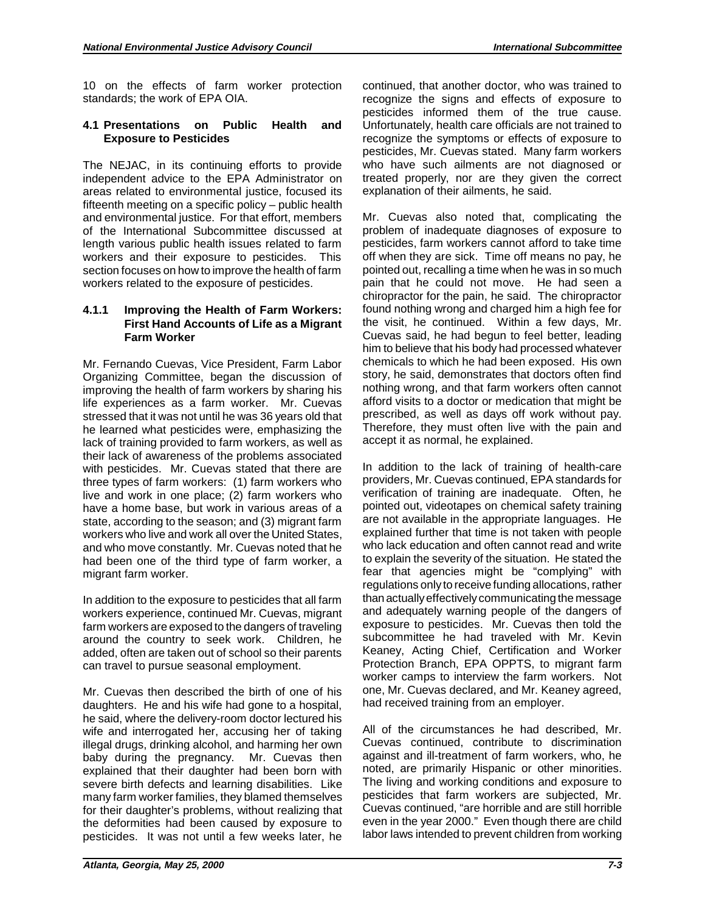10 on the effects of farm worker protection standards; the work of EPA OIA.

### 4.1 Presentations on Public Health and Exposure to Pesticides

The NEJAC, in its continuing efforts to provide independent advice to the EPA Administrator on areas related to environmental justice, focused its fifteenth meeting on a specific policy – public health and environmental justice. For that effort, members of the International Subcommittee discussed at length various public health issues related to farm workers and their exposure to pesticides. This section focuses on how to improve the health of farm workers related to the exposure of pesticides.

#### 4.1.1 Improving the Health of Farm Workers: First Hand Accounts of Life as a Migrant Farm Worker

Mr. Fernando Cuevas, Vice President, Farm Labor Organizing Committee, began the discussion of improving the health of farm workers by sharing his life experiences as a farm worker. Mr. Cuevas stressed that it was not until he was 36 years old that he learned what pesticides were, emphasizing the lack of training provided to farm workers, as well as their lack of awareness of the problems associated with pesticides. Mr. Cuevas stated that there are three types of farm workers: (1) farm workers who live and work in one place; (2) farm workers who have a home base, but work in various areas of a state, according to the season; and (3) migrant farm workers who live and work all over the United States, and who move constantly. Mr. Cuevas noted that he had been one of the third type of farm worker, a migrant farm worker.

In addition to the exposure to pesticides that all farm workers experience, continued Mr. Cuevas, migrant farm workers are exposed to the dangers of traveling around the country to seek work. Children, he added, often are taken out of school so their parents can travel to pursue seasonal employment.

Mr. Cuevas then described the birth of one of his daughters. He and his wife had gone to a hospital, he said, where the delivery-room doctor lectured his wife and interrogated her, accusing her of taking illegal drugs, drinking alcohol, and harming her own baby during the pregnancy. Mr. Cuevas then explained that their daughter had been born with severe birth defects and learning disabilities. Like many farm worker families, they blamed themselves for their daughter's problems, without realizing that the deformities had been caused by exposure to pesticides. It was not until a few weeks later, he continued, that another doctor, who was trained to recognize the signs and effects of exposure to pesticides informed them of the true cause. Unfortunately, health care officials are not trained to recognize the symptoms or effects of exposure to pesticides, Mr. Cuevas stated. Many farm workers who have such ailments are not diagnosed or treated properly, nor are they given the correct explanation of their ailments, he said.

Mr. Cuevas also noted that, complicating the problem of inadequate diagnoses of exposure to pesticides, farm workers cannot afford to take time off when they are sick. Time off means no pay, he pointed out, recalling a time when he was in so much pain that he could not move. He had seen a chiropractor for the pain, he said. The chiropractor found nothing wrong and charged him a high fee for the visit, he continued. Within a few days, Mr. Cuevas said, he had begun to feel better, leading him to believe that his body had processed whatever chemicals to which he had been exposed. His own story, he said, demonstrates that doctors often find nothing wrong, and that farm workers often cannot afford visits to a doctor or medication that might be prescribed, as well as days off work without pay. Therefore, they must often live with the pain and accept it as normal, he explained.

In addition to the lack of training of health-care providers, Mr. Cuevas continued, EPA standards for verification of training are inadequate. Often, he pointed out, videotapes on chemical safety training are not available in the appropriate languages. He explained further that time is not taken with people who lack education and often cannot read and write to explain the severity of the situation. He stated the fear that agencies might be "complying" with regulations only to receive funding allocations, rather than actually effectively communicating the message and adequately warning people of the dangers of exposure to pesticides. Mr. Cuevas then told the subcommittee he had traveled with Mr. Kevin Keaney, Acting Chief, Certification and Worker Protection Branch, EPA OPPTS, to migrant farm worker camps to interview the farm workers. Not one, Mr. Cuevas declared, and Mr. Keaney agreed, had received training from an employer.

All of the circumstances he had described, Mr. Cuevas continued, contribute to discrimination against and ill-treatment of farm workers, who, he noted, are primarily Hispanic or other minorities. The living and working conditions and exposure to pesticides that farm workers are subjected, Mr. Cuevas continued, "are horrible and are still horrible even in the year 2000." Even though there are child labor laws intended to prevent children from working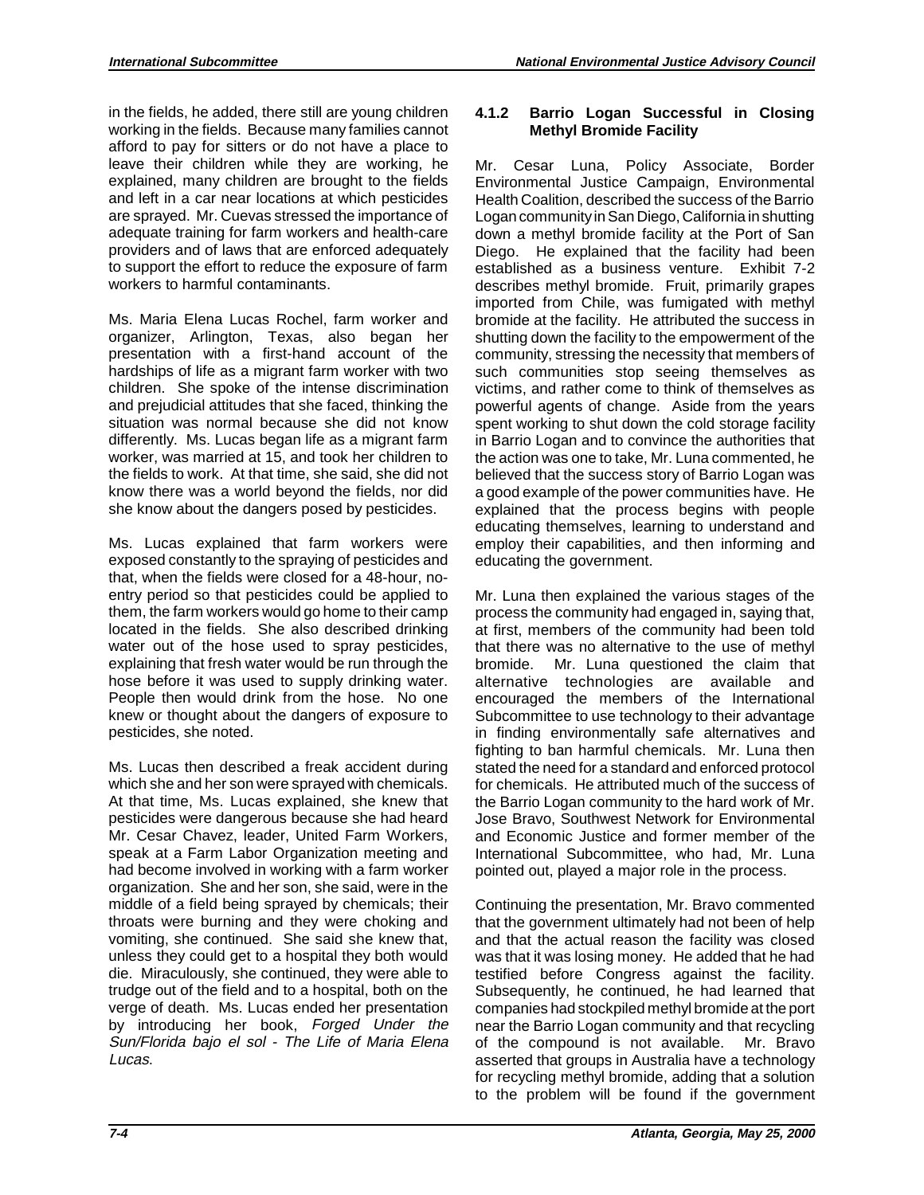in the fields, he added, there still are young children working in the fields. Because many families cannot afford to pay for sitters or do not have a place to leave their children while they are working, he explained, many children are brought to the fields and left in a car near locations at which pesticides are sprayed. Mr. Cuevas stressed the importance of adequate training for farm workers and health-care providers and of laws that are enforced adequately to support the effort to reduce the exposure of farm workers to harmful contaminants.

Ms. Maria Elena Lucas Rochel, farm worker and organizer, Arlington, Texas, also began her presentation with a first-hand account of the hardships of life as a migrant farm worker with two children. She spoke of the intense discrimination and prejudicial attitudes that she faced, thinking the situation was normal because she did not know differently. Ms. Lucas began life as a migrant farm worker, was married at 15, and took her children to the fields to work. At that time, she said, she did not know there was a world beyond the fields, nor did she know about the dangers posed by pesticides.

Ms. Lucas explained that farm workers were exposed constantly to the spraying of pesticides and that, when the fields were closed for a 48-hour, no-entry period so that pesticides could be applied to them, the farm workers would go home to their camp located in the fields. She also described drinking water out of the hose used to spray pesticides, explaining that fresh water would be run through the hose before it was used to supply drinking water. People then would drink from the hose. No one knew or thought about the dangers of exposure to pesticides, she noted.

Ms. Lucas then described a freak accident during which she and her son were sprayed with chemicals. At that time, Ms. Lucas explained, she knew that pesticides were dangerous because she had heard Mr. Cesar Chavez, leader, United Farm Workers, speak at a Farm Labor Organization meeting and had become involved in working with a farm worker organization. She and her son, she said, were in the middle of a field being sprayed by chemicals; their throats were burning and they were choking and vomiting, she continued. She said she knew that, unless they could get to a hospital they both would die. Miraculously, she continued, they were able to trudge out of the field and to a hospital, both on the verge of death. Ms. Lucas ended her presentation by introducing her book, *Forged Under the Sun/Florida bajo el sol - The Life of Maria Elena Lucas*.

### 4.1.2 Barrio Logan Successful in Closing Methyl Bromide Facility

Mr. Cesar Luna, Policy Associate, Border Environmental Justice Campaign, Environmental Health Coalition, described the success of the Barrio Logan community in San Diego, California in shutting down a methyl bromide facility at the Port of San Diego. He explained that the facility had been established as a business venture. Exhibit 7-2 describes methyl bromide. Fruit, primarily grapes imported from Chile, was fumigated with methyl bromide at the facility. He attributed the success in shutting down the facility to the empowerment of the community, stressing the necessity that members of such communities stop seeing themselves as victims, and rather come to think of themselves as powerful agents of change. Aside from the years spent working to shut down the cold storage facility in Barrio Logan and to convince the authorities that the action was one to take, Mr. Luna commented, he believed that the success story of Barrio Logan was a good example of the power communities have. He explained that the process begins with people educating themselves, learning to understand and employ their capabilities, and then informing and educating the government.

Mr. Luna then explained the various stages of the process the community had engaged in, saying that, at first, members of the community had been told that there was no alternative to the use of methyl bromide. Mr. Luna questioned the claim that alternative technologies are available and encouraged the members of the International Subcommittee to use technology to their advantage in finding environmentally safe alternatives and fighting to ban harmful chemicals. Mr. Luna then stated the need for a standard and enforced protocol for chemicals. He attributed much of the success of the Barrio Logan community to the hard work of Mr. Jose Bravo, Southwest Network for Environmental and Economic Justice and former member of the International Subcommittee, who had, Mr. Luna pointed out, played a major role in the process.

Continuing the presentation, Mr. Bravo commented that the government ultimately had not been of help and that the actual reason the facility was closed was that it was losing money. He added that he had testified before Congress against the facility. Subsequently, he continued, he had learned that companies had stockpiled methyl bromide at the port near the Barrio Logan community and that recycling of the compound is not available. Mr. Bravo asserted that groups in Australia have a technology for recycling methyl bromide, adding that a solution to the problem will be found if the government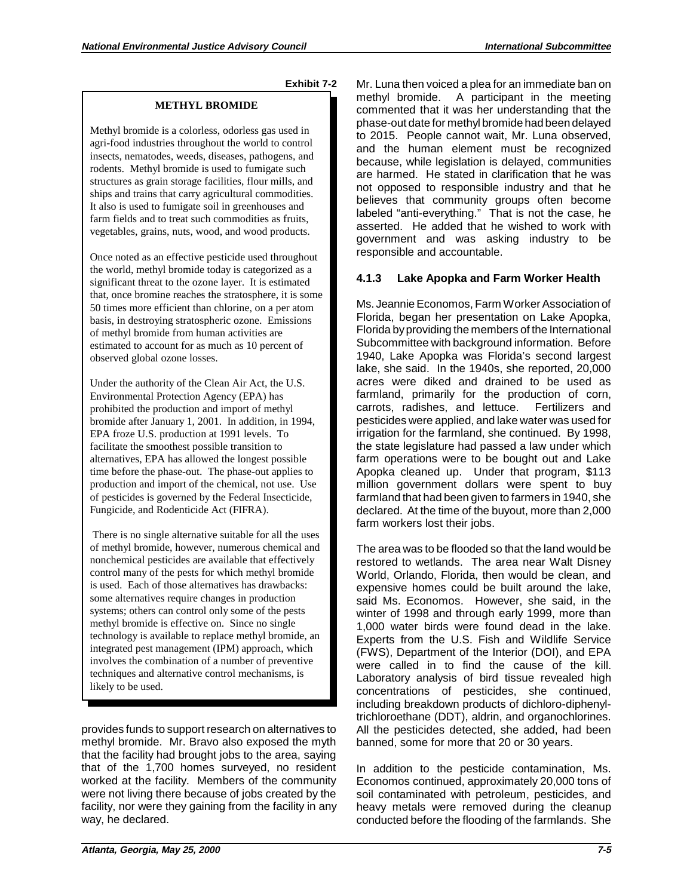**Exhibit 7-2**

**METHYL BROMIDE**

Methyl bromide is a colorless, odorless gas used in agri-food industries throughout the world to control insects, nematodes, weeds, diseases, pathogens, and rodents. Methyl bromide is used to fumigate such structures as grain storage facilities, flour mills, and ships and trains that carry agricultural commodities. It also is used to fumigate soil in greenhouses and farm fields and to treat such commodities as fruits, vegetables, grains, nuts, wood, and wood products.

Once noted as an effective pesticide used throughout the world, methyl bromide today is categorized as a significant threat to the ozone layer. It is estimated that, once bromine reaches the stratosphere, it is some 50 times more efficient than chlorine, on a per atom basis, in destroying stratospheric ozone. Emissions of methyl bromide from human activities are estimated to account for as much as 10 percent of observed global ozone losses.

Under the authority of the Clean Air Act, the U.S. Environmental Protection Agency (EPA) has prohibited the production and import of methyl bromide after January 1, 2001. In addition, in 1994, EPA froze U.S. production at 1991 levels. To facilitate the smoothest possible transition to alternatives, EPA has allowed the longest possible time before the phase-out. The phase-out applies to production and import of the chemical, not use. Use of pesticides is governed by the Federal Insecticide, Fungicide, and Rodenticide Act (FIFRA).

There is no single alternative suitable for all the uses of methyl bromide, however, numerous chemical and nonchemical pesticides are available that effectively control many of the pests for which methyl bromide is used. Each of those alternatives has drawbacks: some alternatives require changes in production systems; others can control only some of the pests methyl bromide is effective on. Since no single technology is available to replace methyl bromide, an integrated pest management (IPM) approach, which involves the combination of a number of preventive techniques and alternative control mechanisms, is likely to be used.

provides funds to support research on alternatives to methyl bromide. Mr. Bravo also exposed the myth that the facility had brought jobs to the area, saying that of the 1,700 homes surveyed, no resident worked at the facility. Members of the community were not living there because of jobs created by the facility, nor were they gaining from the facility in any way, he declared.

Mr. Luna then voiced a plea for an immediate ban on methyl bromide. A participant in the meeting commented that it was her understanding that the phase-out date for methyl bromide had been delayed to 2015. People cannot wait, Mr. Luna observed, and the human element must be recognized because, while legislation is delayed, communities are harmed. He stated in clarification that he was not opposed to responsible industry and that he believes that community groups often become labeled "anti-everything." That is not the case, he asserted. He added that he wished to work with government and was asking industry to be responsible and accountable.

### 4.1.3 Lake Apopka and Farm Worker Health

Ms. Jeannie Economos, Farm Worker Association of Florida, began her presentation on Lake Apopka, Florida by providing the members of the International Subcommittee with background information. Before 1940, Lake Apopka was Florida's second largest lake, she said. In the 1940s, she reported, 20,000 acres were diked and drained to be used as farmland, primarily for the production of corn, carrots, radishes, and lettuce. Fertilizers and pesticides were applied, and lake water was used for irrigation for the farmland, she continued. By 1998, the state legislature had passed a law under which farm operations were to be bought out and Lake Apopka cleaned up. Under that program, $113 million government dollars were spent to buy farmland that had been given to farmers in 1940, she declared. At the time of the buyout, more than 2,000 farm workers lost their jobs.

The area was to be flooded so that the land would be restored to wetlands. The area near Walt Disney World, Orlando, Florida, then would be clean, and expensive homes could be built around the lake, said Ms. Economos. However, she said, in the winter of 1998 and through early 1999, more than 1,000 water birds were found dead in the lake. Experts from the U.S. Fish and Wildlife Service (FWS), Department of the Interior (DOI), and EPA were called in to find the cause of the kill. Laboratory analysis of bird tissue revealed high concentrations of pesticides, she continued, including breakdown products of dichloro-diphenyl-trichloroethane (DDT), aldrin, and organochlorines. All the pesticides detected, she added, had been banned, some for more that 20 or 30 years.

In addition to the pesticide contamination, Ms. Economos continued, approximately 20,000 tons of soil contaminated with petroleum, pesticides, and heavy metals were removed during the cleanup conducted before the flooding of the farmlands. She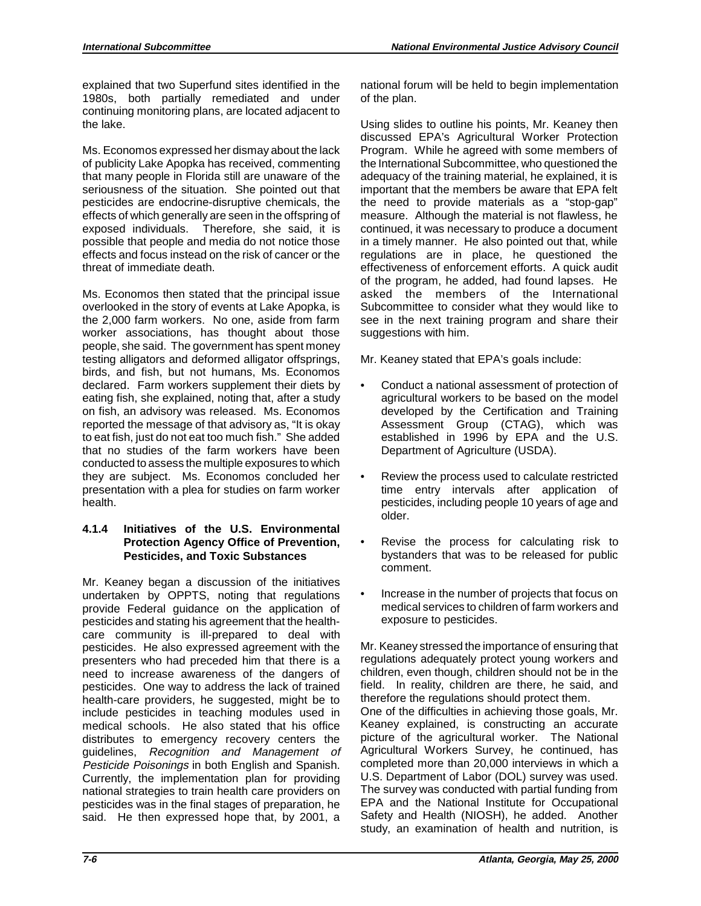explained that two Superfund sites identified in the 1980s, both partially remediated and under continuing monitoring plans, are located adjacent to the lake.

Ms. Economos expressed her dismay about the lack of publicity Lake Apopka has received, commenting that many people in Florida still are unaware of the seriousness of the situation. She pointed out that pesticides are endocrine-disruptive chemicals, the effects of which generally are seen in the offspring of exposed individuals. Therefore, she said, it is possible that people and media do not notice those effects and focus instead on the risk of cancer or the threat of immediate death.

Ms. Economos then stated that the principal issue overlooked in the story of events at Lake Apopka, is the 2,000 farm workers. No one, aside from farm worker associations, has thought about those people, she said. The government has spent money testing alligators and deformed alligator offsprings, birds, and fish, but not humans, Ms. Economos declared. Farm workers supplement their diets by eating fish, she explained, noting that, after a study on fish, an advisory was released. Ms. Economos reported the message of that advisory as, "It is okay to eat fish, just do not eat too much fish." She added that no studies of the farm workers have been conducted to assess the multiple exposures to which they are subject. Ms. Economos concluded her presentation with a plea for studies on farm worker health.

#### 4.1.4 Initiatives of the U.S. Environmental Protection Agency Office of Prevention, Pesticides, and Toxic Substances

Mr. Keaney began a discussion of the initiatives undertaken by OPPTS, noting that regulations provide Federal guidance on the application of pesticides and stating his agreement that the health-care community is ill-prepared to deal with pesticides. He also expressed agreement with the presenters who had preceded him that there is a need to increase awareness of the dangers of pesticides. One way to address the lack of trained health-care providers, he suggested, might be to include pesticides in teaching modules used in medical schools. He also stated that his office distributes to emergency recovery centers the guidelines, *Recognition and Management of Pesticide Poisonings* in both English and Spanish. Currently, the implementation plan for providing national strategies to train health care providers on pesticides was in the final stages of preparation, he said. He then expressed hope that, by 2001, a national forum will be held to begin implementation of the plan.

Using slides to outline his points, Mr. Keaney then discussed EPA's Agricultural Worker Protection Program. While he agreed with some members of the International Subcommittee, who questioned the adequacy of the training material, he explained, it is important that the members be aware that EPA felt the need to provide materials as a "stop-gap" measure. Although the material is not flawless, he continued, it was necessary to produce a document in a timely manner. He also pointed out that, while regulations are in place, he questioned the effectiveness of enforcement efforts. A quick audit of the program, he added, had found lapses. He asked the members of the International Subcommittee to consider what they would like to see in the next training program and share their suggestions with him.

Mr. Keaney stated that EPA's goals include:

- Conduct a national assessment of protection of agricultural workers to be based on the model developed by the Certification and Training Assessment Group (CTAG), which was established in 1996 by EPA and the U.S. Department of Agriculture (USDA).
- Review the process used to calculate restricted time entry intervals after application of pesticides, including people 10 years of age and older.
- Revise the process for calculating risk to bystanders that was to be released for public comment.
- Increase in the number of projects that focus on medical services to children of farm workers and exposure to pesticides.

Mr. Keaney stressed the importance of ensuring that regulations adequately protect young workers and children, even though, children should not be in the field. In reality, children are there, he said, and therefore the regulations should protect them.

One of the difficulties in achieving those goals, Mr. Keaney explained, is constructing an accurate picture of the agricultural worker. The National Agricultural Workers Survey, he continued, has completed more than 20,000 interviews in which a U.S. Department of Labor (DOL) survey was used. The survey was conducted with partial funding from EPA and the National Institute for Occupational Safety and Health (NIOSH), he added. Another study, an examination of health and nutrition, is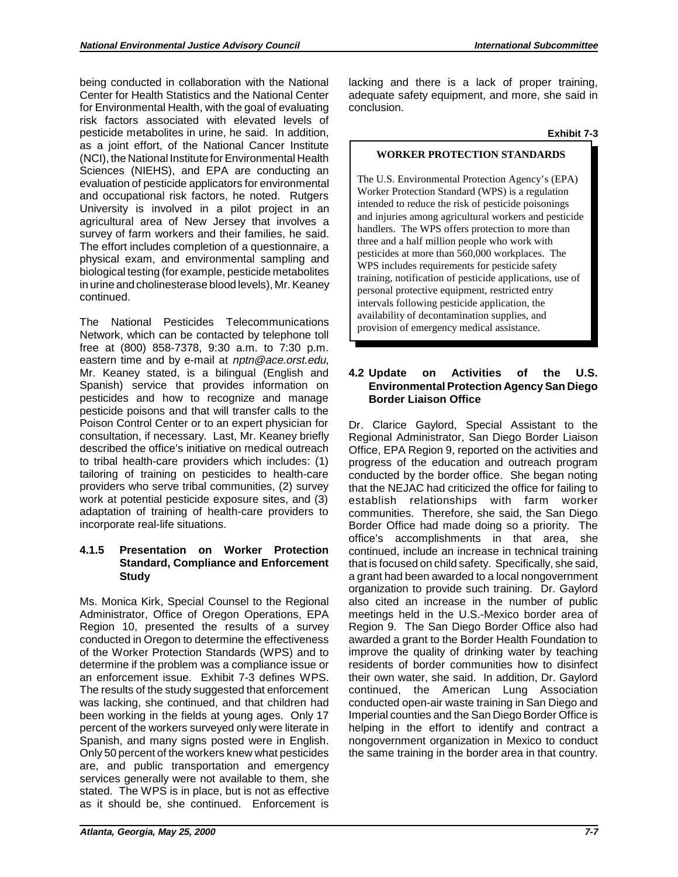being conducted in collaboration with the National Center for Health Statistics and the National Center for Environmental Health, with the goal of evaluating risk factors associated with elevated levels of pesticide metabolites in urine, he said. In addition, as a joint effort, of the National Cancer Institute (NCI), the National Institute for Environmental Health Sciences (NIEHS), and EPA are conducting an evaluation of pesticide applicators for environmental and occupational risk factors, he noted. Rutgers University is involved in a pilot project in an agricultural area of New Jersey that involves a survey of farm workers and their families, he said. The effort includes completion of a questionnaire, a physical exam, and environmental sampling and biological testing (for example, pesticide metabolites in urine and cholinesterase blood levels), Mr. Keaney continued.

The National Pesticides Telecommunications Network, which can be contacted by telephone toll free at (800) 858-7378, 9:30 a.m. to 7:30 p.m. eastern time and by e-mail at *nptn@ace.orst.edu*, Mr. Keaney stated, is a bilingual (English and Spanish) service that provides information on pesticides and how to recognize and manage pesticide poisons and that will transfer calls to the Poison Control Center or to an expert physician for consultation, if necessary. Last, Mr. Keaney briefly described the office's initiative on medical outreach to tribal health-care providers which includes: (1) tailoring of training on pesticides to health-care providers who serve tribal communities, (2) survey work at potential pesticide exposure sites, and (3) adaptation of training of health-care providers to incorporate real-life situations.

#### 4.1.5 Presentation on Worker Protection Standard, Compliance and Enforcement Study

Ms. Monica Kirk, Special Counsel to the Regional Administrator, Office of Oregon Operations, EPA Region 10, presented the results of a survey conducted in Oregon to determine the effectiveness of the Worker Protection Standards (WPS) and to determine if the problem was a compliance issue or an enforcement issue. Exhibit 7-3 defines WPS. The results of the study suggested that enforcement was lacking, she continued, and that children had been working in the fields at young ages. Only 17 percent of the workers surveyed only were literate in Spanish, and many signs posted were in English. Only 50 percent of the workers knew what pesticides are, and public transportation and emergency services generally were not available to them, she stated. The WPS is in place, but is not as effective as it should be, she continued. Enforcement is lacking and there is a lack of proper training, adequate safety equipment, and more, she said in conclusion.

**Exhibit 7-3**

> **WORKER PROTECTION STANDARDS**
>
> The U.S. Environmental Protection Agency's (EPA) Worker Protection Standard (WPS) is a regulation intended to reduce the risk of pesticide poisonings and injuries among agricultural workers and pesticide handlers. The WPS offers protection to more than three and a half million people who work with pesticides at more than 560,000 workplaces. The WPS includes requirements for pesticide safety training, notification of pesticide applications, use of personal protective equipment, restricted entry intervals following pesticide application, the availability of decontamination supplies, and provision of emergency medical assistance.

### 4.2 Update on Activities of the U.S. Environmental Protection Agency San Diego Border Liaison Office

Dr. Clarice Gaylord, Special Assistant to the Regional Administrator, San Diego Border Liaison Office, EPA Region 9, reported on the activities and progress of the education and outreach program conducted by the border office. She began noting that the NEJAC had criticized the office for failing to establish relationships with farm worker communities. Therefore, she said, the San Diego Border Office had made doing so a priority. The office's accomplishments in that area, she continued, include an increase in technical training that is focused on child safety. Specifically, she said, a grant had been awarded to a local nongovernment organization to provide such training. Dr. Gaylord also cited an increase in the number of public meetings held in the U.S.-Mexico border area of Region 9. The San Diego Border Office also had awarded a grant to the Border Health Foundation to improve the quality of drinking water by teaching residents of border communities how to disinfect their own water, she said. In addition, Dr. Gaylord continued, the American Lung Association conducted open-air waste training in San Diego and Imperial counties and the San Diego Border Office is helping in the effort to identify and contract a nongovernment organization in Mexico to conduct the same training in the border area in that country.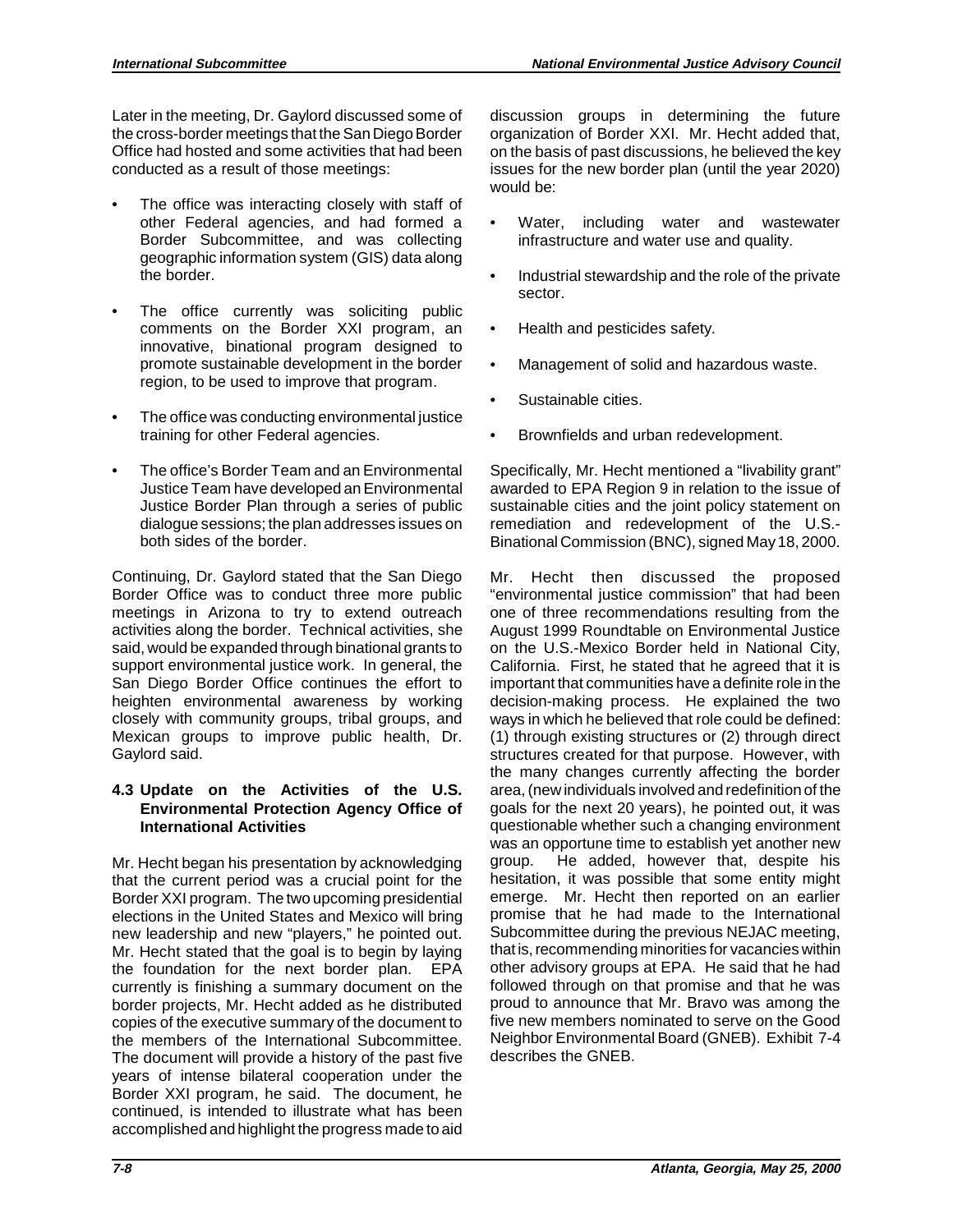Later in the meeting, Dr. Gaylord discussed some of the cross-border meetings that the San Diego Border Office had hosted and some activities that had been conducted as a result of those meetings:

- The office was interacting closely with staff of other Federal agencies, and had formed a Border Subcommittee, and was collecting geographic information system (GIS) data along the border.
- The office currently was soliciting public comments on the Border XXI program, an innovative, binational program designed to promote sustainable development in the border region, to be used to improve that program.
- The office was conducting environmental justice training for other Federal agencies.
- The office's Border Team and an Environmental Justice Team have developed an Environmental Justice Border Plan through a series of public dialogue sessions; the plan addresses issues on both sides of the border.

Continuing, Dr. Gaylord stated that the San Diego Border Office was to conduct three more public meetings in Arizona to try to extend outreach activities along the border. Technical activities, she said, would be expanded through binational grants to support environmental justice work. In general, the San Diego Border Office continues the effort to heighten environmental awareness by working closely with community groups, tribal groups, and Mexican groups to improve public health, Dr. Gaylord said.

### 4.3 Update on the Activities of the U.S. Environmental Protection Agency Office of International Activities

Mr. Hecht began his presentation by acknowledging that the current period was a crucial point for the Border XXI program. The two upcoming presidential elections in the United States and Mexico will bring new leadership and new "players," he pointed out. Mr. Hecht stated that the goal is to begin by laying the foundation for the next border plan. EPA currently is finishing a summary document on the border projects, Mr. Hecht added as he distributed copies of the executive summary of the document to the members of the International Subcommittee. The document will provide a history of the past five years of intense bilateral cooperation under the Border XXI program, he said. The document, he continued, is intended to illustrate what has been accomplished and highlight the progress made to aid discussion groups in determining the future organization of Border XXI. Mr. Hecht added that, on the basis of past discussions, he believed the key issues for the new border plan (until the year 2020) would be:

- Water, including water and wastewater infrastructure and water use and quality.
- Industrial stewardship and the role of the private sector.
- Health and pesticides safety.
- Management of solid and hazardous waste.
- Sustainable cities.
- Brownfields and urban redevelopment.

Specifically, Mr. Hecht mentioned a "livability grant" awarded to EPA Region 9 in relation to the issue of sustainable cities and the joint policy statement on remediation and redevelopment of the U.S.-Binational Commission (BNC), signed May 18, 2000.

Mr. Hecht then discussed the proposed "environmental justice commission" that had been one of three recommendations resulting from the August 1999 Roundtable on Environmental Justice on the U.S.-Mexico Border held in National City, California. First, he stated that he agreed that it is important that communities have a definite role in the decision-making process. He explained the two ways in which he believed that role could be defined: (1) through existing structures or (2) through direct structures created for that purpose. However, with the many changes currently affecting the border area, (new individuals involved and redefinition of the goals for the next 20 years), he pointed out, it was questionable whether such a changing environment was an opportune time to establish yet another new group. He added, however that, despite his hesitation, it was possible that some entity might emerge. Mr. Hecht then reported on an earlier promise that he had made to the International Subcommittee during the previous NEJAC meeting, that is, recommending minorities for vacancies within other advisory groups at EPA. He said that he had followed through on that promise and that he was proud to announce that Mr. Bravo was among the five new members nominated to serve on the Good Neighbor Environmental Board (GNEB). Exhibit 7-4 describes the GNEB.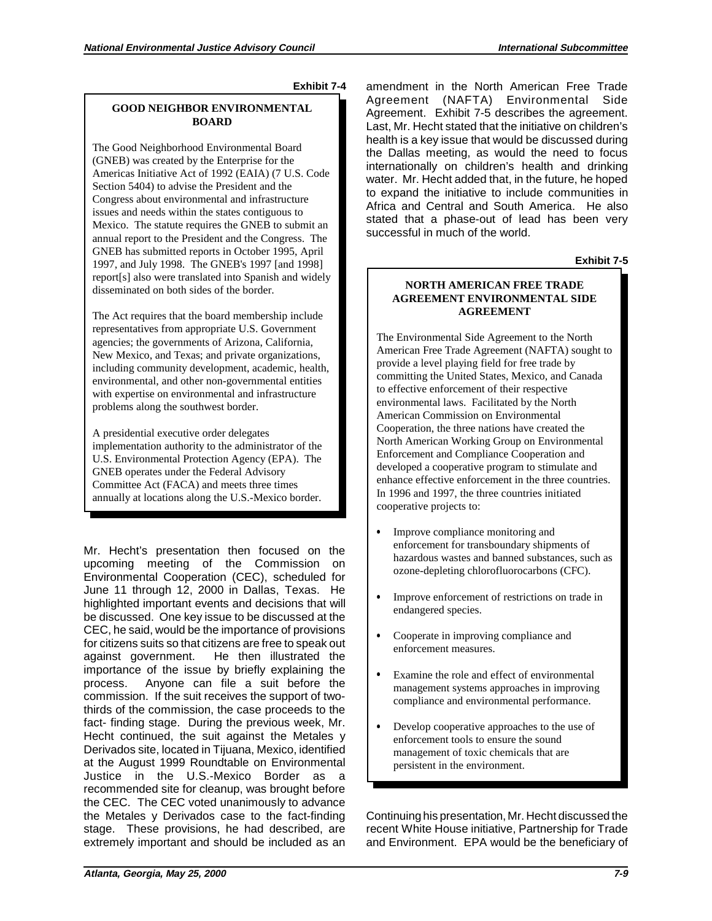**Exhibit 7-4**

**GOOD NEIGHBOR ENVIRONMENTAL BOARD**

The Good Neighborhood Environmental Board (GNEB) was created by the Enterprise for the Americas Initiative Act of 1992 (EAIA) (7 U.S. Code Section 5404) to advise the President and the Congress about environmental and infrastructure issues and needs within the states contiguous to Mexico. The statute requires the GNEB to submit an annual report to the President and the Congress. The GNEB has submitted reports in October 1995, April 1997, and July 1998. The GNEB's 1997 [and 1998] report[s] also were translated into Spanish and widely disseminated on both sides of the border.

The Act requires that the board membership include representatives from appropriate U.S. Government agencies; the governments of Arizona, California, New Mexico, and Texas; and private organizations, including community development, academic, health, environmental, and other non-governmental entities with expertise on environmental and infrastructure problems along the southwest border.

A presidential executive order delegates implementation authority to the administrator of the U.S. Environmental Protection Agency (EPA). The GNEB operates under the Federal Advisory Committee Act (FACA) and meets three times annually at locations along the U.S.-Mexico border.

Mr. Hecht's presentation then focused on the upcoming meeting of the Commission on Environmental Cooperation (CEC), scheduled for June 11 through 12, 2000 in Dallas, Texas. He highlighted important events and decisions that will be discussed. One key issue to be discussed at the CEC, he said, would be the importance of provisions for citizens suits so that citizens are free to speak out against government. He then illustrated the importance of the issue by briefly explaining the process. Anyone can file a suit before the commission. If the suit receives the support of two-thirds of the commission, the case proceeds to the fact- finding stage. During the previous week, Mr. Hecht continued, the suit against the Metales y Derivados site, located in Tijuana, Mexico, identified at the August 1999 Roundtable on Environmental Justice in the U.S.-Mexico Border as a recommended site for cleanup, was brought before the CEC. The CEC voted unanimously to advance the Metales y Derivados case to the fact-finding stage. These provisions, he had described, are extremely important and should be included as an amendment in the North American Free Trade Agreement (NAFTA) Environmental Side Agreement. Exhibit 7-5 describes the agreement. Last, Mr. Hecht stated that the initiative on children's health is a key issue that would be discussed during the Dallas meeting, as would the need to focus internationally on children's health and drinking water. Mr. Hecht added that, in the future, he hoped to expand the initiative to include communities in Africa and Central and South America. He also stated that a phase-out of lead has been very successful in much of the world.

**Exhibit 7-5**

**NORTH AMERICAN FREE TRADE AGREEMENT ENVIRONMENTAL SIDE AGREEMENT**

The Environmental Side Agreement to the North American Free Trade Agreement (NAFTA) sought to provide a level playing field for free trade by committing the United States, Mexico, and Canada to effective enforcement of their respective environmental laws. Facilitated by the North American Commission on Environmental Cooperation, the three nations have created the North American Working Group on Environmental Enforcement and Compliance Cooperation and developed a cooperative program to stimulate and enhance effective enforcement in the three countries. In 1996 and 1997, the three countries initiated cooperative projects to:

- Improve compliance monitoring and enforcement for transboundary shipments of hazardous wastes and banned substances, such as ozone-depleting chlorofluorocarbons (CFC).
- Improve enforcement of restrictions on trade in endangered species.
- Cooperate in improving compliance and enforcement measures.
- Examine the role and effect of environmental management systems approaches in improving compliance and environmental performance.
- Develop cooperative approaches to the use of enforcement tools to ensure the sound management of toxic chemicals that are persistent in the environment.

Continuing his presentation, Mr. Hecht discussed the recent White House initiative, Partnership for Trade and Environment. EPA would be the beneficiary of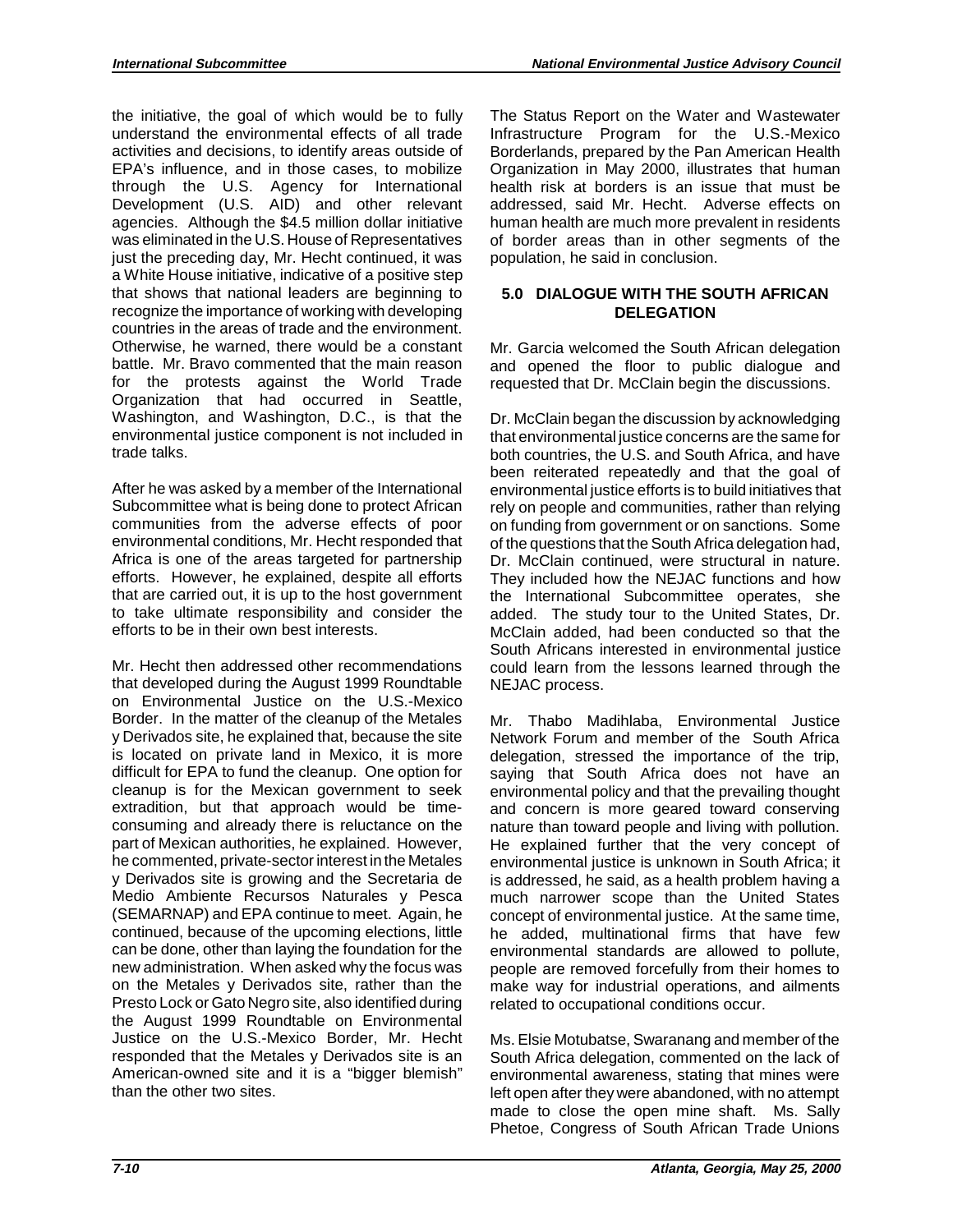the initiative, the goal of which would be to fully understand the environmental effects of all trade activities and decisions, to identify areas outside of EPA's influence, and in those cases, to mobilize through the U.S. Agency for International Development (U.S. AID) and other relevant agencies. Although the $4.5 million dollar initiative was eliminated in the U.S. House of Representatives just the preceding day, Mr. Hecht continued, it was a White House initiative, indicative of a positive step that shows that national leaders are beginning to recognize the importance of working with developing countries in the areas of trade and the environment. Otherwise, he warned, there would be a constant battle. Mr. Bravo commented that the main reason for the protests against the World Trade Organization that had occurred in Seattle, Washington, and Washington, D.C., is that the environmental justice component is not included in trade talks.

After he was asked by a member of the International Subcommittee what is being done to protect African communities from the adverse effects of poor environmental conditions, Mr. Hecht responded that Africa is one of the areas targeted for partnership efforts. However, he explained, despite all efforts that are carried out, it is up to the host government to take ultimate responsibility and consider the efforts to be in their own best interests.

Mr. Hecht then addressed other recommendations that developed during the August 1999 Roundtable on Environmental Justice on the U.S.-Mexico Border. In the matter of the cleanup of the Metales y Derivados site, he explained that, because the site is located on private land in Mexico, it is more difficult for EPA to fund the cleanup. One option for cleanup is for the Mexican government to seek extradition, but that approach would be time-consuming and already there is reluctance on the part of Mexican authorities, he explained. However, he commented, private-sector interest in the Metales y Derivados site is growing and the Secretaria de Medio Ambiente Recursos Naturales y Pesca (SEMARNAP) and EPA continue to meet. Again, he continued, because of the upcoming elections, little can be done, other than laying the foundation for the new administration. When asked why the focus was on the Metales y Derivados site, rather than the Presto Lock or Gato Negro site, also identified during the August 1999 Roundtable on Environmental Justice on the U.S.-Mexico Border, Mr. Hecht responded that the Metales y Derivados site is an American-owned site and it is a "bigger blemish" than the other two sites.

The Status Report on the Water and Wastewater Infrastructure Program for the U.S.-Mexico Borderlands, prepared by the Pan American Health Organization in May 2000, illustrates that human health risk at borders is an issue that must be addressed, said Mr. Hecht. Adverse effects on human health are much more prevalent in residents of border areas than in other segments of the population, he said in conclusion.

## 5.0 DIALOGUE WITH THE SOUTH AFRICAN DELEGATION

Mr. Garcia welcomed the South African delegation and opened the floor to public dialogue and requested that Dr. McClain begin the discussions.

Dr. McClain began the discussion by acknowledging that environmental justice concerns are the same for both countries, the U.S. and South Africa, and have been reiterated repeatedly and that the goal of environmental justice efforts is to build initiatives that rely on people and communities, rather than relying on funding from government or on sanctions. Some of the questions that the South Africa delegation had, Dr. McClain continued, were structural in nature. They included how the NEJAC functions and how the International Subcommittee operates, she added. The study tour to the United States, Dr. McClain added, had been conducted so that the South Africans interested in environmental justice could learn from the lessons learned through the NEJAC process.

Mr. Thabo Madihlaba, Environmental Justice Network Forum and member of the South Africa delegation, stressed the importance of the trip, saying that South Africa does not have an environmental policy and that the prevailing thought and concern is more geared toward conserving nature than toward people and living with pollution. He explained further that the very concept of environmental justice is unknown in South Africa; it is addressed, he said, as a health problem having a much narrower scope than the United States concept of environmental justice. At the same time, he added, multinational firms that have few environmental standards are allowed to pollute, people are removed forcefully from their homes to make way for industrial operations, and ailments related to occupational conditions occur.

Ms. Elsie Motubatse, Swaranang and member of the South Africa delegation, commented on the lack of environmental awareness, stating that mines were left open after they were abandoned, with no attempt made to close the open mine shaft. Ms. Sally Phetoe, Congress of South African Trade Unions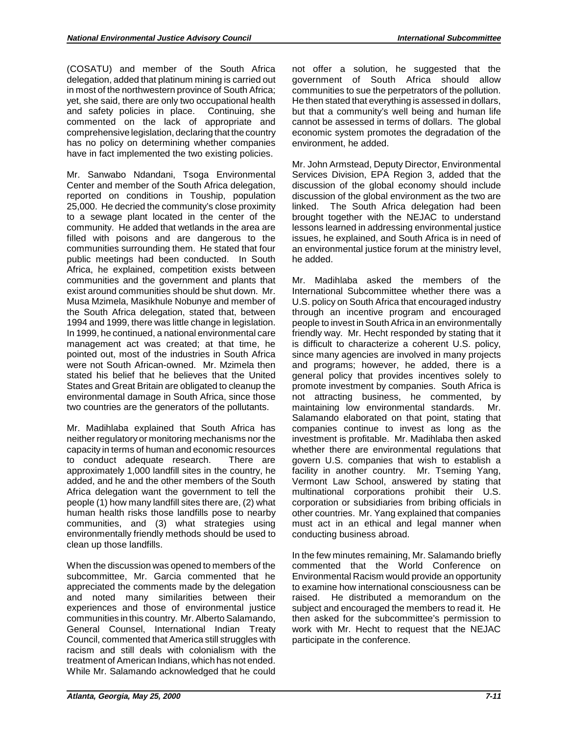(COSATU) and member of the South Africa delegation, added that platinum mining is carried out in most of the northwestern province of South Africa; yet, she said, there are only two occupational health and safety policies in place. Continuing, she commented on the lack of appropriate and comprehensive legislation, declaring that the country has no policy on determining whether companies have in fact implemented the two existing policies.

Mr. Sanwabo Ndandani, Tsoga Environmental Center and member of the South Africa delegation, reported on conditions in Touship, population 25,000. He decried the community's close proximity to a sewage plant located in the center of the community. He added that wetlands in the area are filled with poisons and are dangerous to the communities surrounding them. He stated that four public meetings had been conducted. In South Africa, he explained, competition exists between communities and the government and plants that exist around communities should be shut down. Mr. Musa Mzimela, Masikhule Nobunye and member of the South Africa delegation, stated that, between 1994 and 1999, there was little change in legislation. In 1999, he continued, a national environmental care management act was created; at that time, he pointed out, most of the industries in South Africa were not South African-owned. Mr. Mzimela then stated his belief that he believes that the United States and Great Britain are obligated to cleanup the environmental damage in South Africa, since those two countries are the generators of the pollutants.

Mr. Madihlaba explained that South Africa has neither regulatory or monitoring mechanisms nor the capacity in terms of human and economic resources to conduct adequate research. There are approximately 1,000 landfill sites in the country, he added, and he and the other members of the South Africa delegation want the government to tell the people (1) how many landfill sites there are, (2) what human health risks those landfills pose to nearby communities, and (3) what strategies using environmentally friendly methods should be used to clean up those landfills.

When the discussion was opened to members of the subcommittee, Mr. Garcia commented that he appreciated the comments made by the delegation and noted many similarities between their experiences and those of environmental justice communities in this country. Mr. Alberto Salamando, General Counsel, International Indian Treaty Council, commented that America still struggles with racism and still deals with colonialism with the treatment of American Indians, which has not ended. While Mr. Salamando acknowledged that he could not offer a solution, he suggested that the government of South Africa should allow communities to sue the perpetrators of the pollution. He then stated that everything is assessed in dollars, but that a community's well being and human life cannot be assessed in terms of dollars. The global economic system promotes the degradation of the environment, he added.

Mr. John Armstead, Deputy Director, Environmental Services Division, EPA Region 3, added that the discussion of the global economy should include discussion of the global environment as the two are linked. The South Africa delegation had been brought together with the NEJAC to understand lessons learned in addressing environmental justice issues, he explained, and South Africa is in need of an environmental justice forum at the ministry level, he added.

Mr. Madihlaba asked the members of the International Subcommittee whether there was a U.S. policy on South Africa that encouraged industry through an incentive program and encouraged people to invest in South Africa in an environmentally friendly way. Mr. Hecht responded by stating that it is difficult to characterize a coherent U.S. policy, since many agencies are involved in many projects and programs; however, he added, there is a general policy that provides incentives solely to promote investment by companies. South Africa is not attracting business, he commented, by maintaining low environmental standards. Mr. Salamando elaborated on that point, stating that companies continue to invest as long as the investment is profitable. Mr. Madihlaba then asked whether there are environmental regulations that govern U.S. companies that wish to establish a facility in another country. Mr. Tseming Yang, Vermont Law School, answered by stating that multinational corporations prohibit their U.S. corporation or subsidiaries from bribing officials in other countries. Mr. Yang explained that companies must act in an ethical and legal manner when conducting business abroad.

In the few minutes remaining, Mr. Salamando briefly commented that the World Conference on Environmental Racism would provide an opportunity to examine how international consciousness can be raised. He distributed a memorandum on the subject and encouraged the members to read it. He then asked for the subcommittee's permission to work with Mr. Hecht to request that the NEJAC participate in the conference.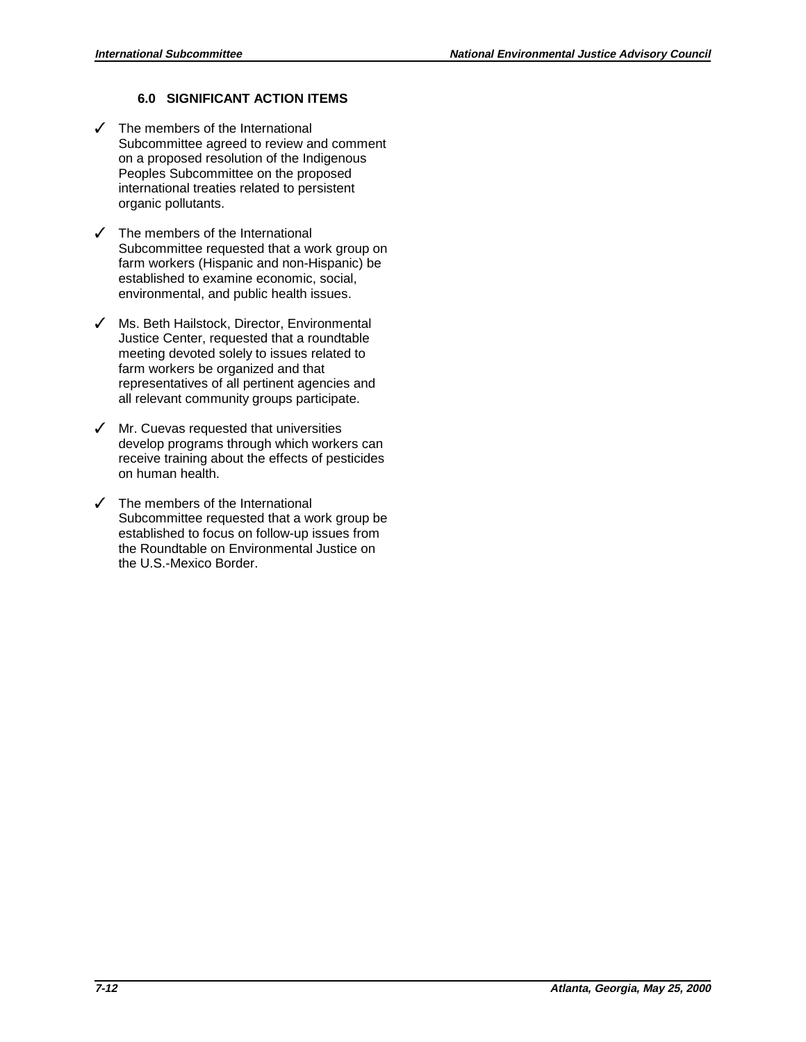## 6.0 SIGNIFICANT ACTION ITEMS

- ✓ The members of the International Subcommittee agreed to review and comment on a proposed resolution of the Indigenous Peoples Subcommittee on the proposed international treaties related to persistent organic pollutants.

- ✓ The members of the International Subcommittee requested that a work group on farm workers (Hispanic and non-Hispanic) be established to examine economic, social, environmental, and public health issues.

- ✓ Ms. Beth Hailstock, Director, Environmental Justice Center, requested that a roundtable meeting devoted solely to issues related to farm workers be organized and that representatives of all pertinent agencies and all relevant community groups participate.

- ✓ Mr. Cuevas requested that universities develop programs through which workers can receive training about the effects of pesticides on human health.

- ✓ The members of the International Subcommittee requested that a work group be established to focus on follow-up issues from the Roundtable on Environmental Justice on the U.S.-Mexico Border.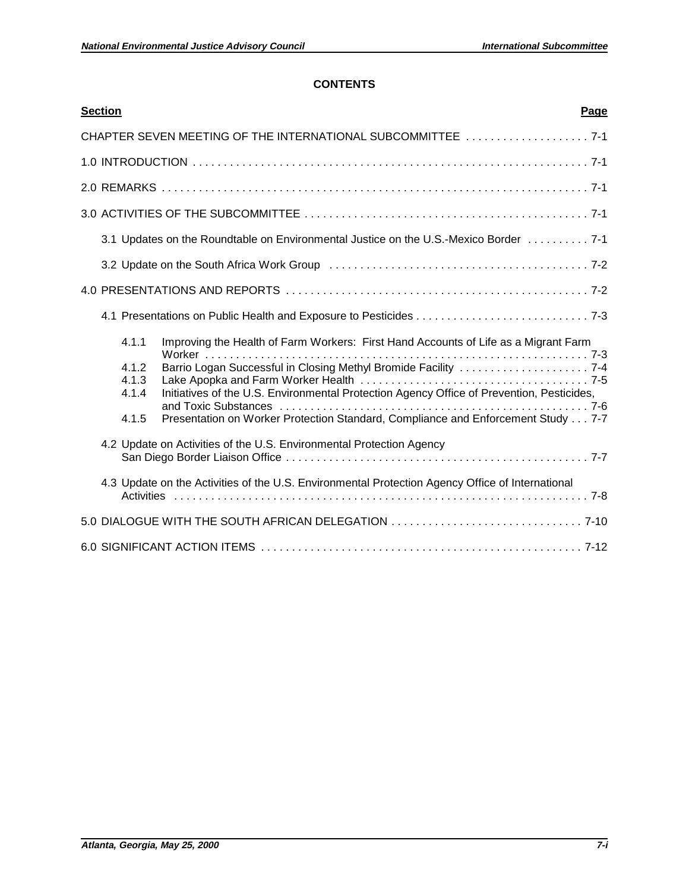**CONTENTS**

| Section | Page |
|---|---|
| CHAPTER SEVEN MEETING OF THE INTERNATIONAL SUBCOMMITTEE | 7-1 |
| 1.0 INTRODUCTION | 7-1 |
| 2.0 REMARKS | 7-1 |
| 3.0 ACTIVITIES OF THE SUBCOMMITTEE | 7-1 |
| 3.1 Updates on the Roundtable on Environmental Justice on the U.S.-Mexico Border | 7-1 |
| 3.2 Update on the South Africa Work Group | 7-2 |
| 4.0 PRESENTATIONS AND REPORTS | 7-2 |
| 4.1 Presentations on Public Health and Exposure to Pesticides | 7-3 |
| 4.1.1 Improving the Health of Farm Workers: First Hand Accounts of Life as a Migrant Farm Worker | 7-3 |
| 4.1.2 Barrio Logan Successful in Closing Methyl Bromide Facility | 7-4 |
| 4.1.3 Lake Apopka and Farm Worker Health | 7-5 |
| 4.1.4 Initiatives of the U.S. Environmental Protection Agency Office of Prevention, Pesticides, and Toxic Substances | 7-6 |
| 4.1.5 Presentation on Worker Protection Standard, Compliance and Enforcement Study | 7-7 |
| 4.2 Update on Activities of the U.S. Environmental Protection Agency San Diego Border Liaison Office | 7-7 |
| 4.3 Update on the Activities of the U.S. Environmental Protection Agency Office of International Activities | 7-8 |
| 5.0 DIALOGUE WITH THE SOUTH AFRICAN DELEGATION | 7-10 |
| 6.0 SIGNIFICANT ACTION ITEMS | 7-12 |